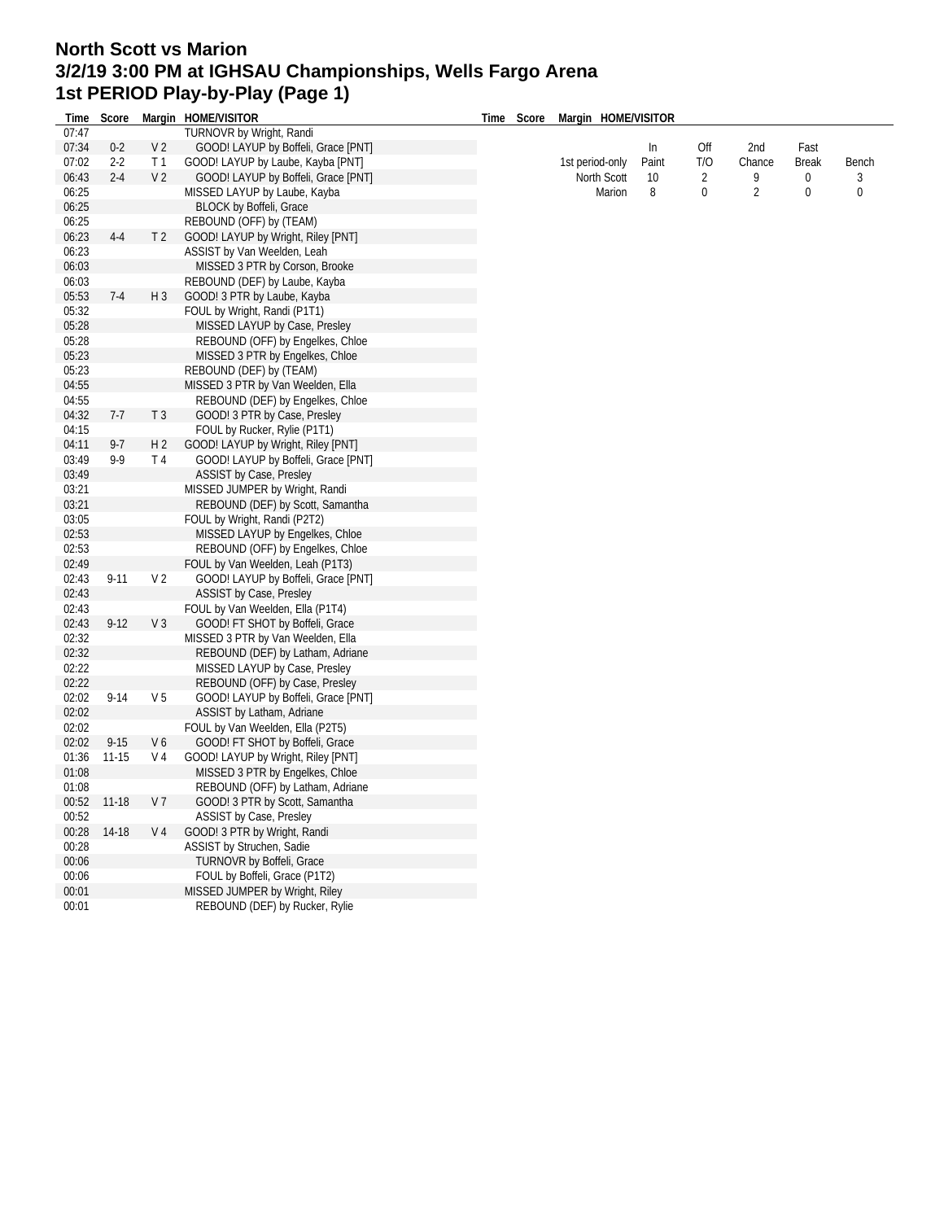# North Scott vs Marion
# 3/2/19 3:00 PM at IGHSAU Championships, Wells Fargo Arena
# 1st PERIOD Play-by-Play (Page 1)

| Time | Score | Margin | HOME/VISITOR |
|---|---|---|---|
| 07:47 | | | TURNOVR by Wright, Randi |
| 07:34 | 0-2 | V 2 | GOOD! LAYUP by Boffeli, Grace [PNT] |
| 07:02 | 2-2 | T 1 | GOOD! LAYUP by Laube, Kayba [PNT] |
| 06:43 | 2-4 | V 2 | GOOD! LAYUP by Boffeli, Grace [PNT] |
| 06:25 | | | MISSED LAYUP by Laube, Kayba |
| 06:25 | | | BLOCK by Boffeli, Grace |
| 06:25 | | | REBOUND (OFF) by (TEAM) |
| 06:23 | 4-4 | T 2 | GOOD! LAYUP by Wright, Riley [PNT] |
| 06:23 | | | ASSIST by Van Weelden, Leah |
| 06:03 | | | MISSED 3 PTR by Corson, Brooke |
| 06:03 | | | REBOUND (DEF) by Laube, Kayba |
| 05:53 | 7-4 | H 3 | GOOD! 3 PTR by Laube, Kayba |
| 05:32 | | | FOUL by Wright, Randi (P1T1) |
| 05:28 | | | MISSED LAYUP by Case, Presley |
| 05:28 | | | REBOUND (OFF) by Engelkes, Chloe |
| 05:23 | | | MISSED 3 PTR by Engelkes, Chloe |
| 05:23 | | | REBOUND (DEF) by (TEAM) |
| 04:55 | | | MISSED 3 PTR by Van Weelden, Ella |
| 04:55 | | | REBOUND (DEF) by Engelkes, Chloe |
| 04:32 | 7-7 | T 3 | GOOD! 3 PTR by Case, Presley |
| 04:15 | | | FOUL by Rucker, Rylie (P1T1) |
| 04:11 | 9-7 | H 2 | GOOD! LAYUP by Wright, Riley [PNT] |
| 03:49 | 9-9 | T 4 | GOOD! LAYUP by Boffeli, Grace [PNT] |
| 03:49 | | | ASSIST by Case, Presley |
| 03:21 | | | MISSED JUMPER by Wright, Randi |
| 03:21 | | | REBOUND (DEF) by Scott, Samantha |
| 03:05 | | | FOUL by Wright, Randi (P2T2) |
| 02:53 | | | MISSED LAYUP by Engelkes, Chloe |
| 02:53 | | | REBOUND (OFF) by Engelkes, Chloe |
| 02:49 | | | FOUL by Van Weelden, Leah (P1T3) |
| 02:43 | 9-11 | V 2 | GOOD! LAYUP by Boffeli, Grace [PNT] |
| 02:43 | | | ASSIST by Case, Presley |
| 02:43 | | | FOUL by Van Weelden, Ella (P1T4) |
| 02:43 | 9-12 | V 3 | GOOD! FT SHOT by Boffeli, Grace |
| 02:32 | | | MISSED 3 PTR by Van Weelden, Ella |
| 02:32 | | | REBOUND (DEF) by Latham, Adriane |
| 02:22 | | | MISSED LAYUP by Case, Presley |
| 02:22 | | | REBOUND (OFF) by Case, Presley |
| 02:02 | 9-14 | V 5 | GOOD! LAYUP by Boffeli, Grace [PNT] |
| 02:02 | | | ASSIST by Latham, Adriane |
| 02:02 | | | FOUL by Van Weelden, Ella (P2T5) |
| 02:02 | 9-15 | V 6 | GOOD! FT SHOT by Boffeli, Grace |
| 01:36 | 11-15 | V 4 | GOOD! LAYUP by Wright, Riley [PNT] |
| 01:08 | | | MISSED 3 PTR by Engelkes, Chloe |
| 01:08 | | | REBOUND (OFF) by Latham, Adriane |
| 00:52 | 11-18 | V 7 | GOOD! 3 PTR by Scott, Samantha |
| 00:52 | | | ASSIST by Case, Presley |
| 00:28 | 14-18 | V 4 | GOOD! 3 PTR by Wright, Randi |
| 00:28 | | | ASSIST by Struchen, Sadie |
| 00:06 | | | TURNOVR by Boffeli, Grace |
| 00:06 | | | FOUL by Boffeli, Grace (P1T2) |
| 00:01 | | | MISSED JUMPER by Wright, Riley |
| 00:01 | | | REBOUND (DEF) by Rucker, Rylie |

| 1st period-only | In Paint | Off T/O | 2nd Chance | Fast Break | Bench |
|---|---|---|---|---|---|
| North Scott | 10 | 2 | 9 | 0 | 3 |
| Marion | 8 | 0 | 2 | 0 | 0 |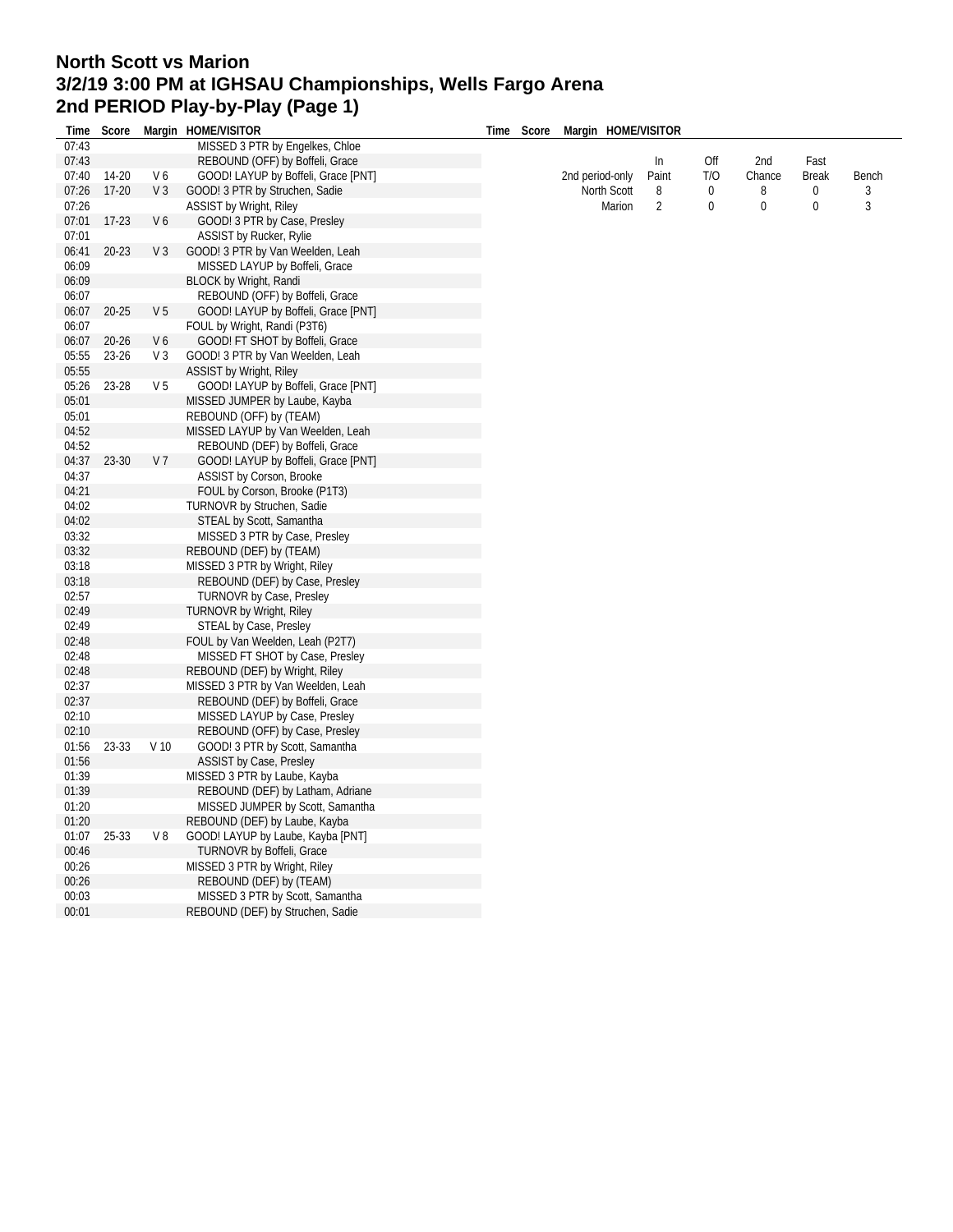# North Scott vs Marion
## 3/2/19 3:00 PM at IGHSAU Championships, Wells Fargo Arena
## 2nd PERIOD Play-by-Play (Page 1)

| Time | Score | Margin | HOME/VISITOR |
|---|---|---|---|
| 07:43 | | | MISSED 3 PTR by Engelkes, Chloe |
| 07:43 | | | REBOUND (OFF) by Boffeli, Grace |
| 07:40 | 14-20 | V 6 | GOOD! LAYUP by Boffeli, Grace [PNT] |
| 07:26 | 17-20 | V 3 | GOOD! 3 PTR by Struchen, Sadie |
| 07:26 | | | ASSIST by Wright, Riley |
| 07:01 | 17-23 | V 6 | GOOD! 3 PTR by Case, Presley |
| 07:01 | | | ASSIST by Rucker, Rylie |
| 06:41 | 20-23 | V 3 | GOOD! 3 PTR by Van Weelden, Leah |
| 06:09 | | | MISSED LAYUP by Boffeli, Grace |
| 06:09 | | | BLOCK by Wright, Randi |
| 06:07 | | | REBOUND (OFF) by Boffeli, Grace |
| 06:07 | 20-25 | V 5 | GOOD! LAYUP by Boffeli, Grace [PNT] |
| 06:07 | | | FOUL by Wright, Randi (P3T6) |
| 06:07 | 20-26 | V 6 | GOOD! FT SHOT by Boffeli, Grace |
| 05:55 | 23-26 | V 3 | GOOD! 3 PTR by Van Weelden, Leah |
| 05:55 | | | ASSIST by Wright, Riley |
| 05:26 | 23-28 | V 5 | GOOD! LAYUP by Boffeli, Grace [PNT] |
| 05:01 | | | MISSED JUMPER by Laube, Kayba |
| 05:01 | | | REBOUND (OFF) by (TEAM) |
| 04:52 | | | MISSED LAYUP by Van Weelden, Leah |
| 04:52 | | | REBOUND (DEF) by Boffeli, Grace |
| 04:37 | 23-30 | V 7 | GOOD! LAYUP by Boffeli, Grace [PNT] |
| 04:37 | | | ASSIST by Corson, Brooke |
| 04:21 | | | FOUL by Corson, Brooke (P1T3) |
| 04:02 | | | TURNOVR by Struchen, Sadie |
| 04:02 | | | STEAL by Scott, Samantha |
| 03:32 | | | MISSED 3 PTR by Case, Presley |
| 03:32 | | | REBOUND (DEF) by (TEAM) |
| 03:18 | | | MISSED 3 PTR by Wright, Riley |
| 03:18 | | | REBOUND (DEF) by Case, Presley |
| 02:57 | | | TURNOVR by Case, Presley |
| 02:49 | | | TURNOVR by Wright, Riley |
| 02:49 | | | STEAL by Case, Presley |
| 02:48 | | | FOUL by Van Weelden, Leah (P2T7) |
| 02:48 | | | MISSED FT SHOT by Case, Presley |
| 02:48 | | | REBOUND (DEF) by Wright, Riley |
| 02:37 | | | MISSED 3 PTR by Van Weelden, Leah |
| 02:37 | | | REBOUND (DEF) by Boffeli, Grace |
| 02:10 | | | MISSED LAYUP by Case, Presley |
| 02:10 | | | REBOUND (OFF) by Case, Presley |
| 01:56 | 23-33 | V 10 | GOOD! 3 PTR by Scott, Samantha |
| 01:56 | | | ASSIST by Case, Presley |
| 01:39 | | | MISSED 3 PTR by Laube, Kayba |
| 01:39 | | | REBOUND (DEF) by Latham, Adriane |
| 01:20 | | | MISSED JUMPER by Scott, Samantha |
| 01:20 | | | REBOUND (DEF) by Laube, Kayba |
| 01:07 | 25-33 | V 8 | GOOD! LAYUP by Laube, Kayba [PNT] |
| 00:46 | | | TURNOVR by Boffeli, Grace |
| 00:26 | | | MISSED 3 PTR by Wright, Riley |
| 00:26 | | | REBOUND (DEF) by (TEAM) |
| 00:03 | | | MISSED 3 PTR by Scott, Samantha |
| 00:01 | | | REBOUND (DEF) by Struchen, Sadie |

| 2nd period-only | In Paint | Off T/O | 2nd Chance | Fast Break | Bench |
|---|---|---|---|---|---|
| North Scott | 8 | 0 | 8 | 0 | 3 |
| Marion | 2 | 0 | 0 | 0 | 3 |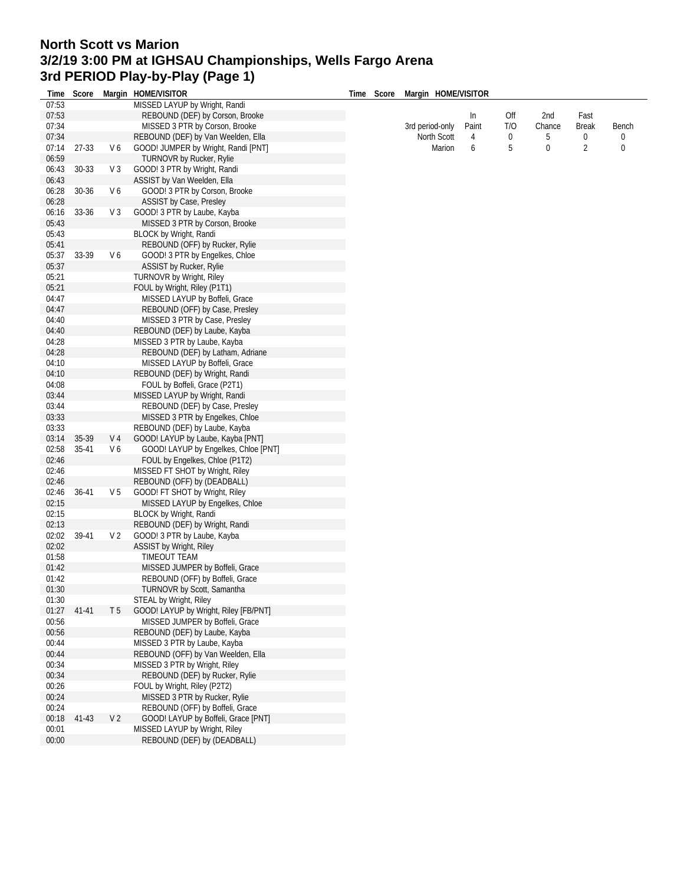# North Scott vs Marion
## 3/2/19 3:00 PM at IGHSAU Championships, Wells Fargo Arena
## 3rd PERIOD Play-by-Play (Page 1)

| Time | Score | Margin | HOME/VISITOR |
|---|---|---|---|
| 07:53 | | | MISSED LAYUP by Wright, Randi |
| 07:53 | | | REBOUND (DEF) by Corson, Brooke |
| 07:34 | | | MISSED 3 PTR by Corson, Brooke |
| 07:34 | | | REBOUND (DEF) by Van Weelden, Ella |
| 07:14 | 27-33 | V 6 | GOOD! JUMPER by Wright, Randi [PNT] |
| 06:59 | | | TURNOVR by Rucker, Rylie |
| 06:43 | 30-33 | V 3 | GOOD! 3 PTR by Wright, Randi |
| 06:43 | | | ASSIST by Van Weelden, Ella |
| 06:28 | 30-36 | V 6 | GOOD! 3 PTR by Corson, Brooke |
| 06:28 | | | ASSIST by Case, Presley |
| 06:16 | 33-36 | V 3 | GOOD! 3 PTR by Laube, Kayba |
| 05:43 | | | MISSED 3 PTR by Corson, Brooke |
| 05:43 | | | BLOCK by Wright, Randi |
| 05:41 | | | REBOUND (OFF) by Rucker, Rylie |
| 05:37 | 33-39 | V 6 | GOOD! 3 PTR by Engelkes, Chloe |
| 05:37 | | | ASSIST by Rucker, Rylie |
| 05:21 | | | TURNOVR by Wright, Riley |
| 05:21 | | | FOUL by Wright, Riley (P1T1) |
| 04:47 | | | MISSED LAYUP by Boffeli, Grace |
| 04:47 | | | REBOUND (OFF) by Case, Presley |
| 04:40 | | | MISSED 3 PTR by Case, Presley |
| 04:40 | | | REBOUND (DEF) by Laube, Kayba |
| 04:28 | | | MISSED 3 PTR by Laube, Kayba |
| 04:28 | | | REBOUND (DEF) by Latham, Adriane |
| 04:10 | | | MISSED LAYUP by Boffeli, Grace |
| 04:10 | | | REBOUND (DEF) by Wright, Randi |
| 04:08 | | | FOUL by Boffeli, Grace (P2T1) |
| 03:44 | | | MISSED LAYUP by Wright, Randi |
| 03:44 | | | REBOUND (DEF) by Case, Presley |
| 03:33 | | | MISSED 3 PTR by Engelkes, Chloe |
| 03:33 | | | REBOUND (DEF) by Laube, Kayba |
| 03:14 | 35-39 | V 4 | GOOD! LAYUP by Laube, Kayba [PNT] |
| 02:58 | 35-41 | V 6 | GOOD! LAYUP by Engelkes, Chloe [PNT] |
| 02:46 | | | FOUL by Engelkes, Chloe (P1T2) |
| 02:46 | | | MISSED FT SHOT by Wright, Riley |
| 02:46 | | | REBOUND (OFF) by (DEADBALL) |
| 02:46 | 36-41 | V 5 | GOOD! FT SHOT by Wright, Riley |
| 02:15 | | | MISSED LAYUP by Engelkes, Chloe |
| 02:15 | | | BLOCK by Wright, Randi |
| 02:13 | | | REBOUND (DEF) by Wright, Randi |
| 02:02 | 39-41 | V 2 | GOOD! 3 PTR by Laube, Kayba |
| 02:02 | | | ASSIST by Wright, Riley |
| 01:58 | | | TIMEOUT TEAM |
| 01:42 | | | MISSED JUMPER by Boffeli, Grace |
| 01:42 | | | REBOUND (OFF) by Boffeli, Grace |
| 01:30 | | | TURNOVR by Scott, Samantha |
| 01:30 | | | STEAL by Wright, Riley |
| 01:27 | 41-41 | T 5 | GOOD! LAYUP by Wright, Riley [FB/PNT] |
| 00:56 | | | MISSED JUMPER by Boffeli, Grace |
| 00:56 | | | REBOUND (DEF) by Laube, Kayba |
| 00:44 | | | MISSED 3 PTR by Laube, Kayba |
| 00:44 | | | REBOUND (OFF) by Van Weelden, Ella |
| 00:34 | | | MISSED 3 PTR by Wright, Riley |
| 00:34 | | | REBOUND (DEF) by Rucker, Rylie |
| 00:26 | | | FOUL by Wright, Riley (P2T2) |
| 00:24 | | | MISSED 3 PTR by Rucker, Rylie |
| 00:24 | | | REBOUND (OFF) by Boffeli, Grace |
| 00:18 | 41-43 | V 2 | GOOD! LAYUP by Boffeli, Grace [PNT] |
| 00:01 | | | MISSED LAYUP by Wright, Riley |
| 00:00 | | | REBOUND (DEF) by (DEADBALL) |

| 3rd period-only | In Paint | Off T/O | 2nd Chance | Fast Break | Bench |
|---|---|---|---|---|---|
| North Scott | 4 | 0 | 5 | 0 | 0 |
| Marion | 6 | 5 | 0 | 2 | 0 |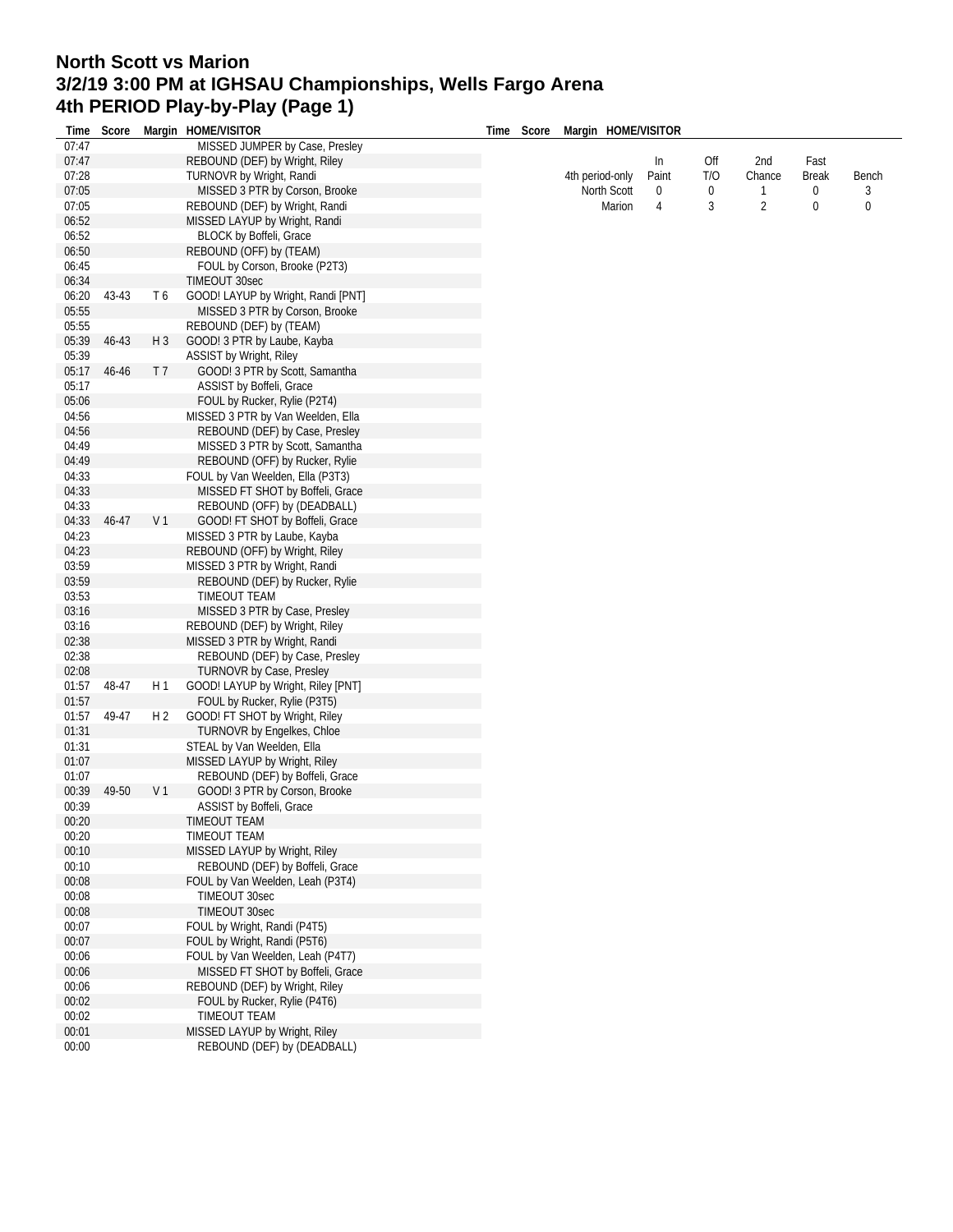# North Scott vs Marion
## 3/2/19 3:00 PM at IGHSAU Championships, Wells Fargo Arena
## 4th PERIOD Play-by-Play (Page 1)

| Time | Score | Margin | HOME/VISITOR |
|---|---|---|---|
| 07:47 | | | MISSED JUMPER by Case, Presley |
| 07:47 | | | REBOUND (DEF) by Wright, Riley |
| 07:28 | | | TURNOVR by Wright, Randi |
| 07:05 | | | MISSED 3 PTR by Corson, Brooke |
| 07:05 | | | REBOUND (DEF) by Wright, Randi |
| 06:52 | | | MISSED LAYUP by Wright, Randi |
| 06:52 | | | BLOCK by Boffeli, Grace |
| 06:50 | | | REBOUND (OFF) by (TEAM) |
| 06:45 | | | FOUL by Corson, Brooke (P2T3) |
| 06:34 | | | TIMEOUT 30sec |
| 06:20 | 43-43 | T 6 | GOOD! LAYUP by Wright, Randi [PNT] |
| 05:55 | | | MISSED 3 PTR by Corson, Brooke |
| 05:55 | | | REBOUND (DEF) by (TEAM) |
| 05:39 | 46-43 | H 3 | GOOD! 3 PTR by Laube, Kayba |
| 05:39 | | | ASSIST by Wright, Riley |
| 05:17 | 46-46 | T 7 | GOOD! 3 PTR by Scott, Samantha |
| 05:17 | | | ASSIST by Boffeli, Grace |
| 05:06 | | | FOUL by Rucker, Rylie (P2T4) |
| 04:56 | | | MISSED 3 PTR by Van Weelden, Ella |
| 04:56 | | | REBOUND (DEF) by Case, Presley |
| 04:49 | | | MISSED 3 PTR by Scott, Samantha |
| 04:49 | | | REBOUND (OFF) by Rucker, Rylie |
| 04:33 | | | FOUL by Van Weelden, Ella (P3T3) |
| 04:33 | | | MISSED FT SHOT by Boffeli, Grace |
| 04:33 | | | REBOUND (OFF) by (DEADBALL) |
| 04:33 | 46-47 | V 1 | GOOD! FT SHOT by Boffeli, Grace |
| 04:23 | | | MISSED 3 PTR by Laube, Kayba |
| 04:23 | | | REBOUND (OFF) by Wright, Riley |
| 03:59 | | | MISSED 3 PTR by Wright, Randi |
| 03:59 | | | REBOUND (DEF) by Rucker, Rylie |
| 03:53 | | | TIMEOUT TEAM |
| 03:16 | | | MISSED 3 PTR by Case, Presley |
| 03:16 | | | REBOUND (DEF) by Wright, Riley |
| 02:38 | | | MISSED 3 PTR by Wright, Randi |
| 02:38 | | | REBOUND (DEF) by Case, Presley |
| 02:08 | | | TURNOVR by Case, Presley |
| 01:57 | 48-47 | H 1 | GOOD! LAYUP by Wright, Riley [PNT] |
| 01:57 | | | FOUL by Rucker, Rylie (P3T5) |
| 01:57 | 49-47 | H 2 | GOOD! FT SHOT by Wright, Riley |
| 01:31 | | | TURNOVR by Engelkes, Chloe |
| 01:31 | | | STEAL by Van Weelden, Ella |
| 01:07 | | | MISSED LAYUP by Wright, Riley |
| 01:07 | | | REBOUND (DEF) by Boffeli, Grace |
| 00:39 | 49-50 | V 1 | GOOD! 3 PTR by Corson, Brooke |
| 00:39 | | | ASSIST by Boffeli, Grace |
| 00:20 | | | TIMEOUT TEAM |
| 00:20 | | | TIMEOUT TEAM |
| 00:10 | | | MISSED LAYUP by Wright, Riley |
| 00:10 | | | REBOUND (DEF) by Boffeli, Grace |
| 00:08 | | | FOUL by Van Weelden, Leah (P3T4) |
| 00:08 | | | TIMEOUT 30sec |
| 00:08 | | | TIMEOUT 30sec |
| 00:07 | | | FOUL by Wright, Randi (P4T5) |
| 00:07 | | | FOUL by Wright, Randi (P5T6) |
| 00:06 | | | FOUL by Van Weelden, Leah (P4T7) |
| 00:06 | | | MISSED FT SHOT by Boffeli, Grace |
| 00:06 | | | REBOUND (DEF) by Wright, Riley |
| 00:02 | | | FOUL by Rucker, Rylie (P4T6) |
| 00:02 | | | TIMEOUT TEAM |
| 00:01 | | | MISSED LAYUP by Wright, Riley |
| 00:00 | | | REBOUND (DEF) by (DEADBALL) |

| 4th period-only | In Paint | Off T/O | 2nd Chance | Fast Break | Bench |
|---|---|---|---|---|---|
| North Scott | 0 | 0 | 1 | 0 | 3 |
| Marion | 4 | 3 | 2 | 0 | 0 |